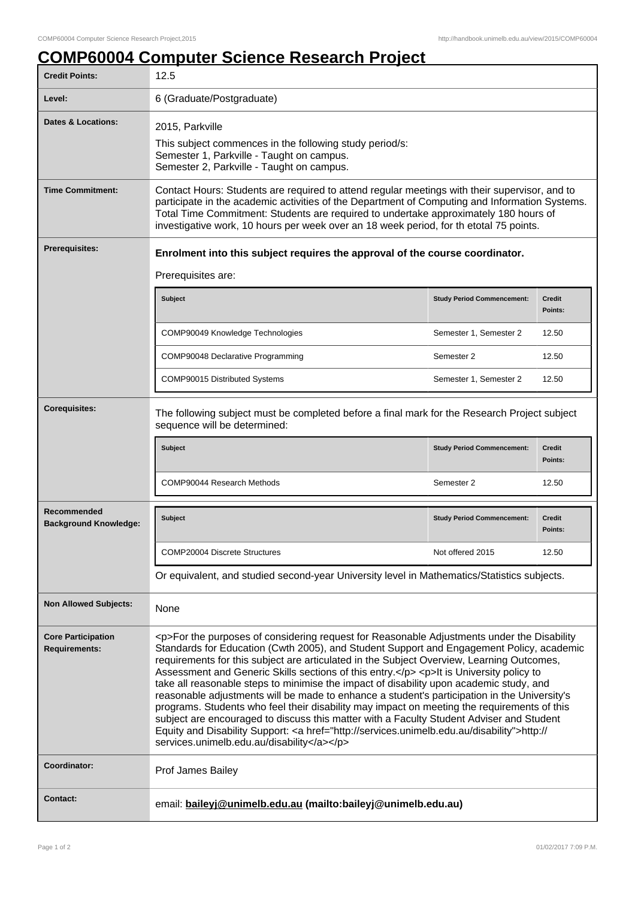# COMP60004 Computer Science Research Project

| | |
|---|---|
| **Credit Points:** | 12.5 |
| **Level:** | 6 (Graduate/Postgraduate) |
| **Dates & Locations:** | 2015, Parkville<br>This subject commences in the following study period/s:<br>Semester 1, Parkville - Taught on campus.<br>Semester 2, Parkville - Taught on campus. |
| **Time Commitment:** | Contact Hours: Students are required to attend regular meetings with their supervisor, and to participate in the academic activities of the Department of Computing and Information Systems. Total Time Commitment: Students are required to undertake approximately 180 hours of investigative work, 10 hours per week over an 18 week period, for th etotal 75 points. |
| **Prerequisites:** | **Enrolment into this subject requires the approval of the course coordinator.**<br>Prerequisites are:<br>COMP90049 Knowledge Technologies — Semester 1, Semester 2 — 12.50<br>COMP90048 Declarative Programming — Semester 2 — 12.50<br>COMP90015 Distributed Systems — Semester 1, Semester 2 — 12.50 |
| **Corequisites:** | The following subject must be completed before a final mark for the Research Project subject sequence will be determined:<br>COMP90044 Research Methods — Semester 2 — 12.50 |
| **Recommended Background Knowledge:** | COMP20004 Discrete Structures — Not offered 2015 — 12.50<br>Or equivalent, and studied second-year University level in Mathematics/Statistics subjects. |
| **Non Allowed Subjects:** | None |
| **Core Participation Requirements:** | <p>For the purposes of considering request for Reasonable Adjustments under the Disability Standards for Education (Cwth 2005), and Student Support and Engagement Policy, academic requirements for this subject are articulated in the Subject Overview, Learning Outcomes, Assessment and Generic Skills sections of this entry.</p> <p>It is University policy to take all reasonable steps to minimise the impact of disability upon academic study, and reasonable adjustments will be made to enhance a student's participation in the University's programs. Students who feel their disability may impact on meeting the requirements of this subject are encouraged to discuss this matter with a Faculty Student Adviser and Student Equity and Disability Support: <a href="http://services.unimelb.edu.au/disability">http://services.unimelb.edu.au/disability</a></p> |
| **Coordinator:** | Prof James Bailey |
| **Contact:** | email: **baileyj@unimelb.edu.au (mailto:baileyj@unimelb.edu.au)** |

**Prerequisites:**

| Subject | Study Period Commencement: | Credit Points: |
|---|---|---|
| COMP90049 Knowledge Technologies | Semester 1, Semester 2 | 12.50 |
| COMP90048 Declarative Programming | Semester 2 | 12.50 |
| COMP90015 Distributed Systems | Semester 1, Semester 2 | 12.50 |

**Corequisites:**

| Subject | Study Period Commencement: | Credit Points: |
|---|---|---|
| COMP90044 Research Methods | Semester 2 | 12.50 |

**Recommended Background Knowledge:**

| Subject | Study Period Commencement: | Credit Points: |
|---|---|---|
| COMP20004 Discrete Structures | Not offered 2015 | 12.50 |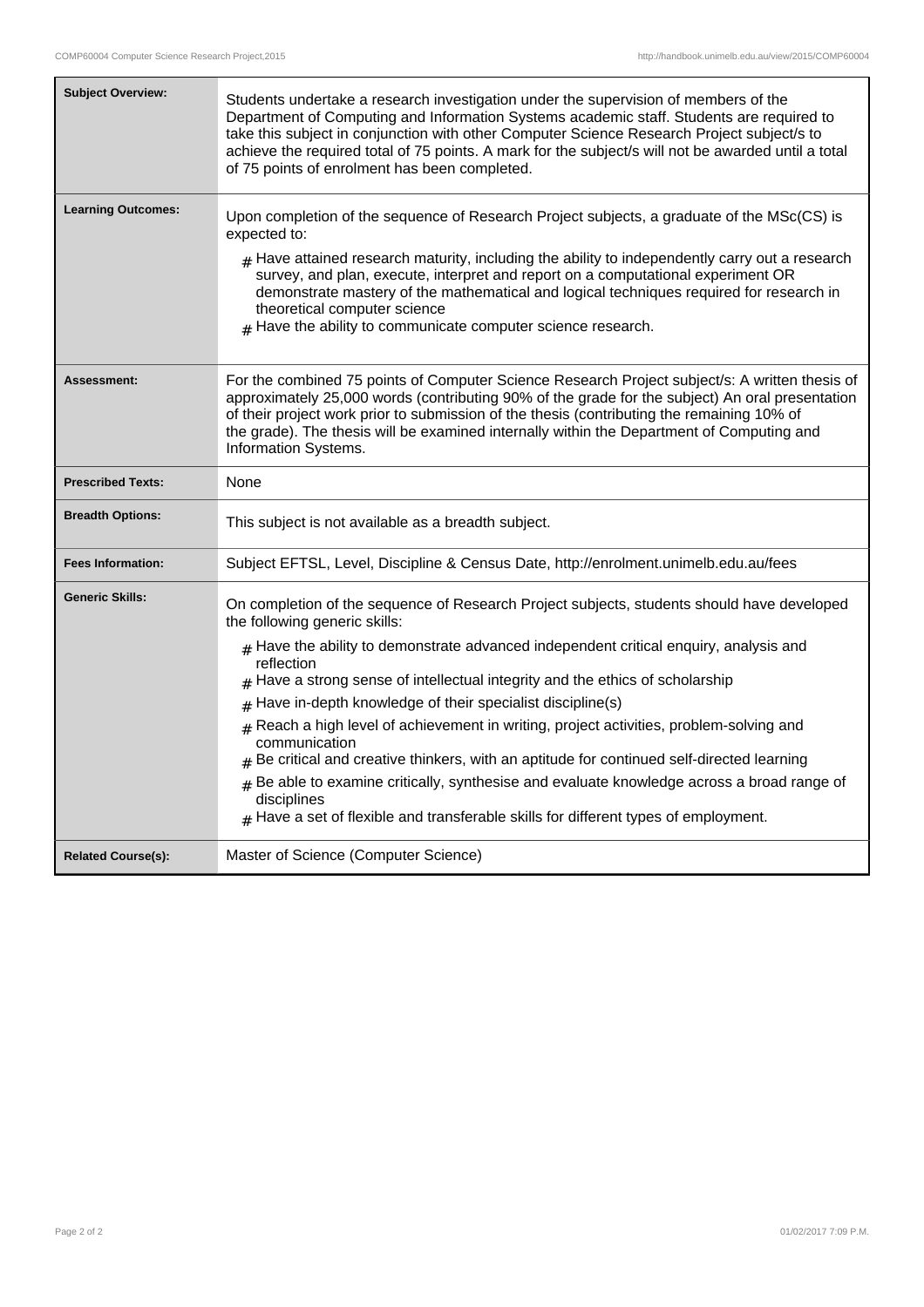| | |
|---|---|
| **Subject Overview:** | Students undertake a research investigation under the supervision of members of the Department of Computing and Information Systems academic staff. Students are required to take this subject in conjunction with other Computer Science Research Project subject/s to achieve the required total of 75 points. A mark for the subject/s will not be awarded until a total of 75 points of enrolment has been completed. |
| **Learning Outcomes:** | Upon completion of the sequence of Research Project subjects, a graduate of the MSc(CS) is expected to:<br># Have attained research maturity, including the ability to independently carry out a research survey, and plan, execute, interpret and report on a computational experiment OR demonstrate mastery of the mathematical and logical techniques required for research in theoretical computer science<br># Have the ability to communicate computer science research. |
| **Assessment:** | For the combined 75 points of Computer Science Research Project subject/s: A written thesis of approximately 25,000 words (contributing 90% of the grade for the subject) An oral presentation of their project work prior to submission of the thesis (contributing the remaining 10% of the grade). The thesis will be examined internally within the Department of Computing and Information Systems. |
| **Prescribed Texts:** | None |
| **Breadth Options:** | This subject is not available as a breadth subject. |
| **Fees Information:** | Subject EFTSL, Level, Discipline & Census Date, http://enrolment.unimelb.edu.au/fees |
| **Generic Skills:** | On completion of the sequence of Research Project subjects, students should have developed the following generic skills:<br># Have the ability to demonstrate advanced independent critical enquiry, analysis and reflection<br># Have a strong sense of intellectual integrity and the ethics of scholarship<br># Have in-depth knowledge of their specialist discipline(s)<br># Reach a high level of achievement in writing, project activities, problem-solving and communication<br># Be critical and creative thinkers, with an aptitude for continued self-directed learning<br># Be able to examine critically, synthesise and evaluate knowledge across a broad range of disciplines<br># Have a set of flexible and transferable skills for different types of employment. |
| **Related Course(s):** | Master of Science (Computer Science) |